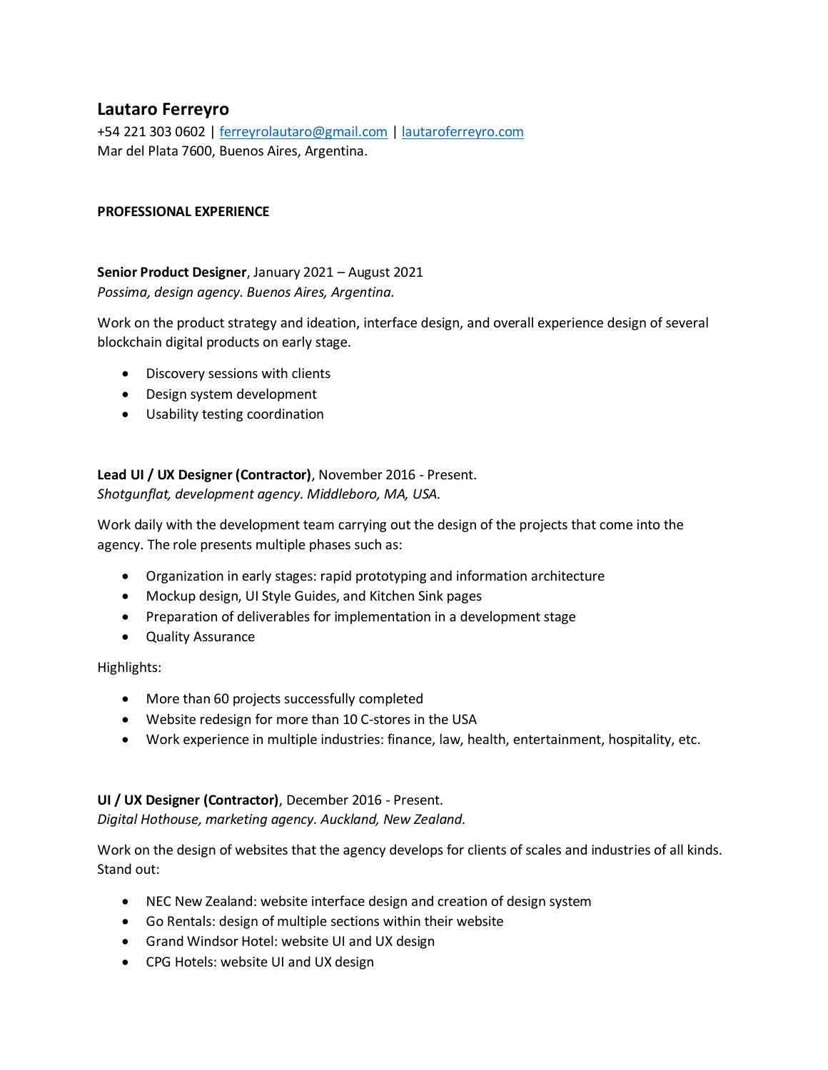# Lautaro Ferreyro

+54 221 303 0602 | [ferreyrolautaro@gmail.com](mailto:ferreyrolautaro@gmail.com) | [lautaroferreyro.com](http://lautaroferreyro.com)
Mar del Plata 7600, Buenos Aires, Argentina.

## PROFESSIONAL EXPERIENCE

**Senior Product Designer**, January 2021 – August 2021
*Possima, design agency. Buenos Aires, Argentina.*

Work on the product strategy and ideation, interface design, and overall experience design of several blockchain digital products on early stage.

- Discovery sessions with clients
- Design system development
- Usability testing coordination

**Lead UI / UX Designer (Contractor)**, November 2016 - Present.
*Shotgunflat, development agency. Middleboro, MA, USA.*

Work daily with the development team carrying out the design of the projects that come into the agency. The role presents multiple phases such as:

- Organization in early stages: rapid prototyping and information architecture
- Mockup design, UI Style Guides, and Kitchen Sink pages
- Preparation of deliverables for implementation in a development stage
- Quality Assurance

Highlights:

- More than 60 projects successfully completed
- Website redesign for more than 10 C-stores in the USA
- Work experience in multiple industries: finance, law, health, entertainment, hospitality, etc.

**UI / UX Designer (Contractor)**, December 2016 - Present.
*Digital Hothouse, marketing agency. Auckland, New Zealand.*

Work on the design of websites that the agency develops for clients of scales and industries of all kinds. Stand out:

- NEC New Zealand: website interface design and creation of design system
- Go Rentals: design of multiple sections within their website
- Grand Windsor Hotel: website UI and UX design
- CPG Hotels: website UI and UX design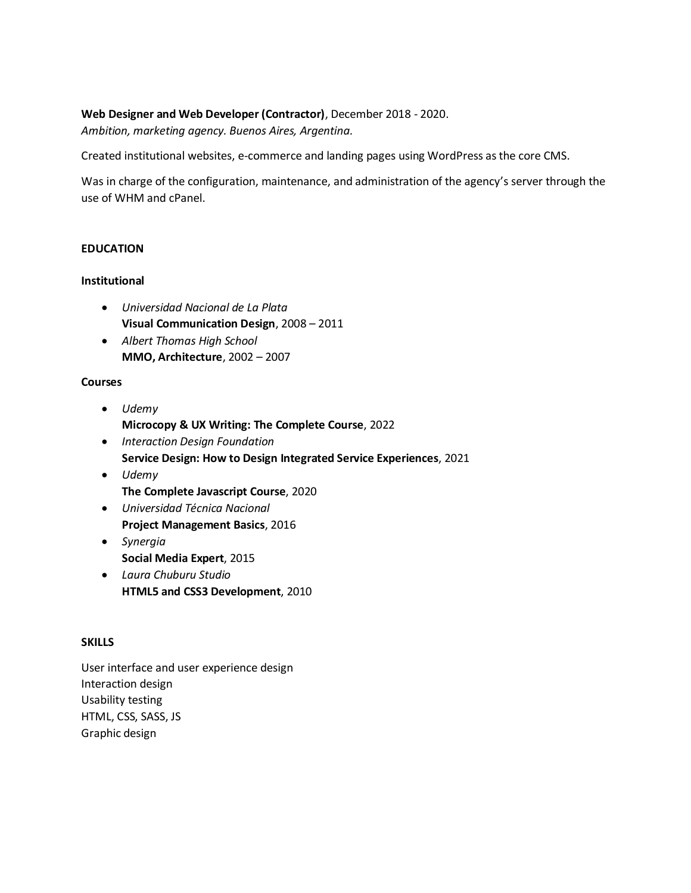**Web Designer and Web Developer (Contractor)**, December 2018 - 2020.
*Ambition, marketing agency. Buenos Aires, Argentina.*

Created institutional websites, e-commerce and landing pages using WordPress as the core CMS.

Was in charge of the configuration, maintenance, and administration of the agency's server through the use of WHM and cPanel.

## EDUCATION

### Institutional

- *Universidad Nacional de La Plata*
  **Visual Communication Design**, 2008 – 2011
- *Albert Thomas High School*
  **MMO, Architecture**, 2002 – 2007

### Courses

- *Udemy*
  **Microcopy & UX Writing: The Complete Course**, 2022
- *Interaction Design Foundation*
  **Service Design: How to Design Integrated Service Experiences**, 2021
- *Udemy*
  **The Complete Javascript Course**, 2020
- *Universidad Técnica Nacional*
  **Project Management Basics**, 2016
- *Synergia*
  **Social Media Expert**, 2015
- *Laura Chuburu Studio*
  **HTML5 and CSS3 Development**, 2010

## SKILLS

User interface and user experience design
Interaction design
Usability testing
HTML, CSS, SASS, JS
Graphic design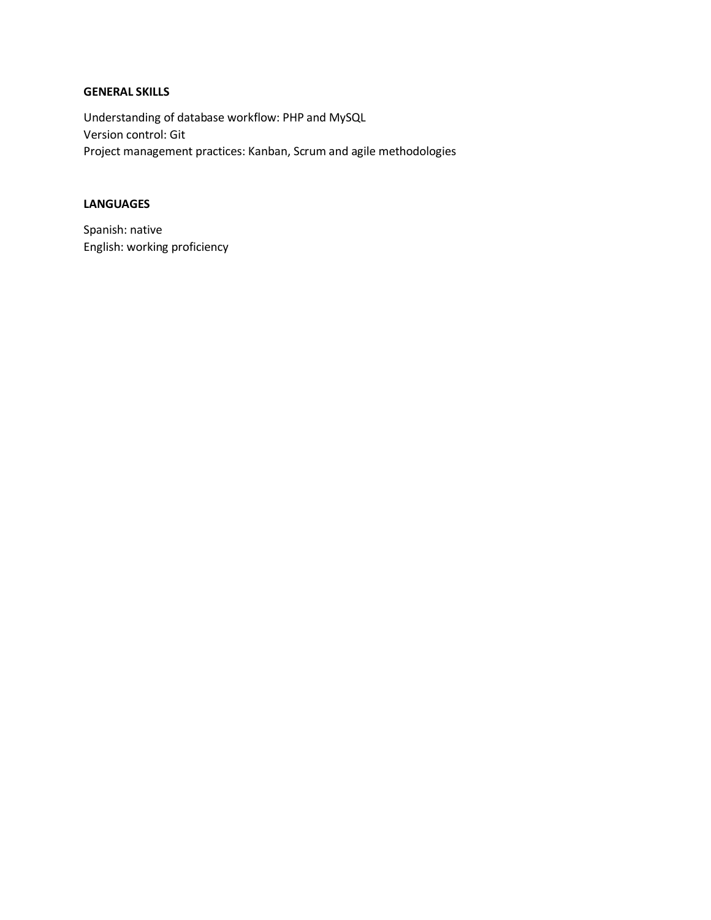**GENERAL SKILLS**

Understanding of database workflow: PHP and MySQL
Version control: Git
Project management practices: Kanban, Scrum and agile methodologies

**LANGUAGES**

Spanish: native
English: working proficiency